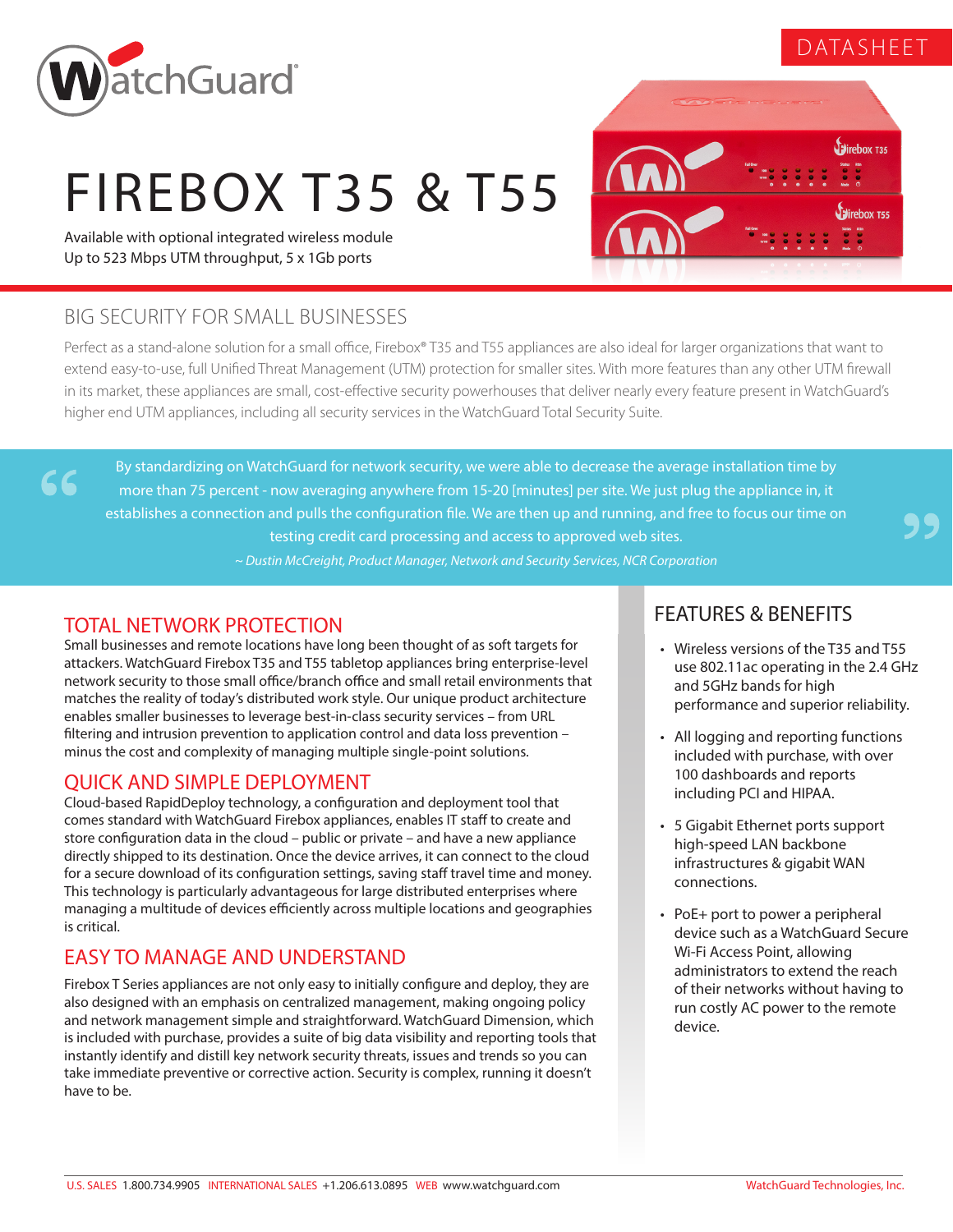DATASHEET

# FIREBOX T35 & T55

Available with optional integrated wireless module
Up to 523 Mbps UTM throughput, 5 x 1Gb ports

## BIG SECURITY FOR SMALL BUSINESSES

Perfect as a stand-alone solution for a small office, Firebox® T35 and T55 appliances are also ideal for larger organizations that want to extend easy-to-use, full Unified Threat Management (UTM) protection for smaller sites. With more features than any other UTM firewall in its market, these appliances are small, cost-effective security powerhouses that deliver nearly every feature present in WatchGuard's higher end UTM appliances, including all security services in the WatchGuard Total Security Suite.

> "By standardizing on WatchGuard for network security, we were able to decrease the average installation time by more than 75 percent - now averaging anywhere from 15-20 [minutes] per site. We just plug the appliance in, it establishes a connection and pulls the configuration file. We are then up and running, and free to focus our time on testing credit card processing and access to approved web sites."
>
> *~ Dustin McCreight, Product Manager, Network and Security Services, NCR Corporation*

## TOTAL NETWORK PROTECTION

Small businesses and remote locations have long been thought of as soft targets for attackers. WatchGuard Firebox T35 and T55 tabletop appliances bring enterprise-level network security to those small office/branch office and small retail environments that matches the reality of today's distributed work style. Our unique product architecture enables smaller businesses to leverage best-in-class security services – from URL filtering and intrusion prevention to application control and data loss prevention – minus the cost and complexity of managing multiple single-point solutions.

## QUICK AND SIMPLE DEPLOYMENT

Cloud-based RapidDeploy technology, a configuration and deployment tool that comes standard with WatchGuard Firebox appliances, enables IT staff to create and store configuration data in the cloud – public or private – and have a new appliance directly shipped to its destination. Once the device arrives, it can connect to the cloud for a secure download of its configuration settings, saving staff travel time and money. This technology is particularly advantageous for large distributed enterprises where managing a multitude of devices efficiently across multiple locations and geographies is critical.

## EASY TO MANAGE AND UNDERSTAND

Firebox T Series appliances are not only easy to initially configure and deploy, they are also designed with an emphasis on centralized management, making ongoing policy and network management simple and straightforward. WatchGuard Dimension, which is included with purchase, provides a suite of big data visibility and reporting tools that instantly identify and distill key network security threats, issues and trends so you can take immediate preventive or corrective action. Security is complex, running it doesn't have to be.

## FEATURES & BENEFITS

- Wireless versions of the T35 and T55 use 802.11ac operating in the 2.4 GHz and 5GHz bands for high performance and superior reliability.
- All logging and reporting functions included with purchase, with over 100 dashboards and reports including PCI and HIPAA.
- 5 Gigabit Ethernet ports support high-speed LAN backbone infrastructures & gigabit WAN connections.
- PoE+ port to power a peripheral device such as a WatchGuard Secure Wi-Fi Access Point, allowing administrators to extend the reach of their networks without having to run costly AC power to the remote device.

U.S. SALES 1.800.734.9905 INTERNATIONAL SALES +1.206.613.0895 WEB www.watchguard.com — WatchGuard Technologies, Inc.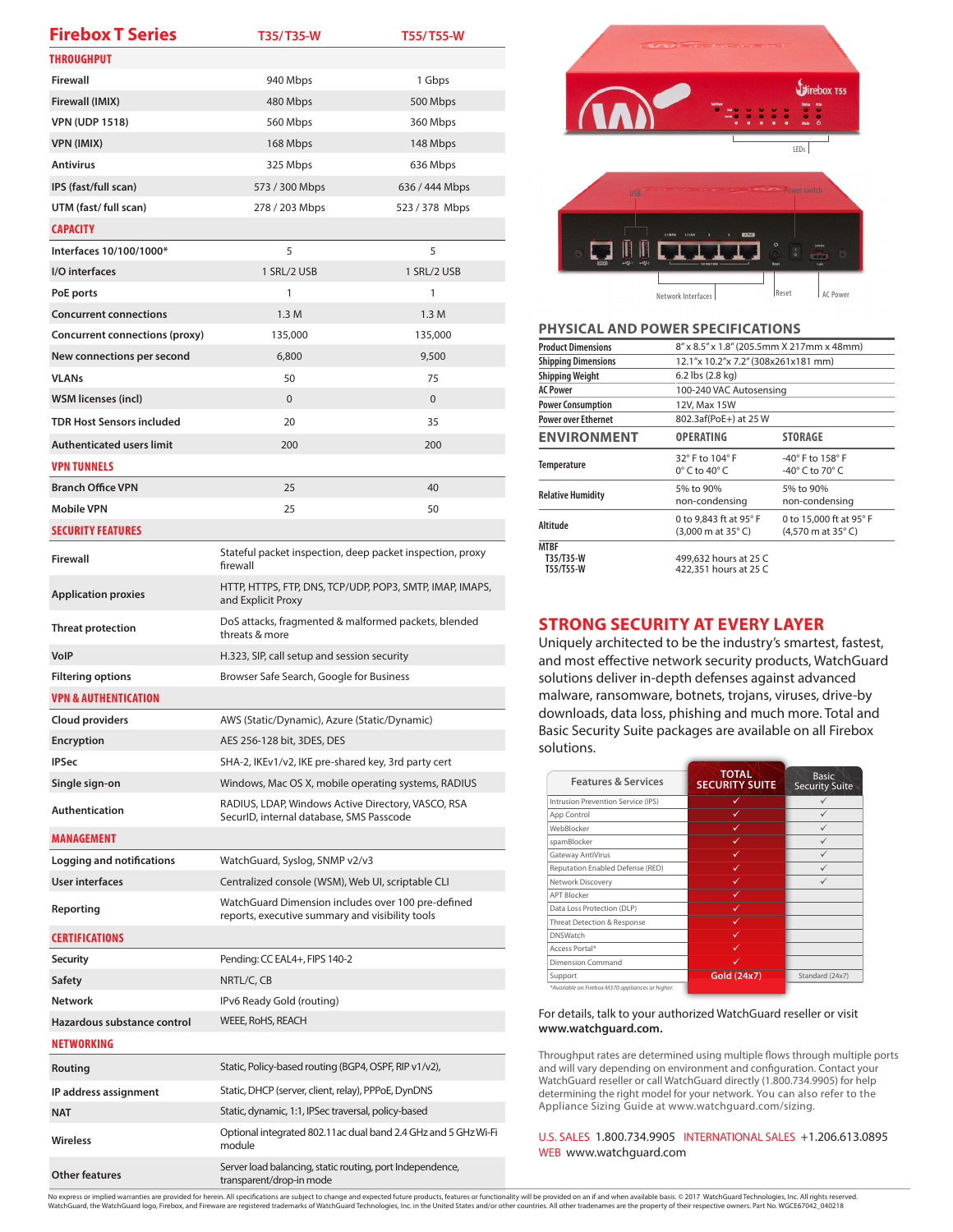# Firebox T Series

| Firebox T Series | T35/T35-W | T55/T55-W |
|---|---|---|
| **THROUGHPUT** | | |
| Firewall | 940 Mbps | 1 Gbps |
| Firewall (IMIX) | 480 Mbps | 500 Mbps |
| VPN (UDP 1518) | 560 Mbps | 360 Mbps |
| VPN (IMIX) | 168 Mbps | 148 Mbps |
| Antivirus | 325 Mbps | 636 Mbps |
| IPS (fast/full scan) | 573 / 300 Mbps | 636 / 444 Mbps |
| UTM (fast/ full scan) | 278 / 203 Mbps | 523 / 378 Mbps |
| **CAPACITY** | | |
| Interfaces 10/100/1000* | 5 | 5 |
| I/O interfaces | 1 SRL/2 USB | 1 SRL/2 USB |
| PoE ports | 1 | 1 |
| Concurrent connections | 1.3 M | 1.3 M |
| Concurrent connections (proxy) | 135,000 | 135,000 |
| New connections per second | 6,800 | 9,500 |
| VLANs | 50 | 75 |
| WSM licenses (incl) | 0 | 0 |
| TDR Host Sensors included | 20 | 35 |
| Authenticated users limit | 200 | 200 |
| **VPN TUNNELS** | | |
| Branch Office VPN | 25 | 40 |
| Mobile VPN | 25 | 50 |

| | |
|---|---|
| **SECURITY FEATURES** | |
| Firewall | Stateful packet inspection, deep packet inspection, proxy firewall |
| Application proxies | HTTP, HTTPS, FTP, DNS, TCP/UDP, POP3, SMTP, IMAP, IMAPS, and Explicit Proxy |
| Threat protection | DoS attacks, fragmented & malformed packets, blended threats & more |
| VoIP | H.323, SIP, call setup and session security |
| Filtering options | Browser Safe Search, Google for Business |
| **VPN & AUTHENTICATION** | |
| Cloud providers | AWS (Static/Dynamic), Azure (Static/Dynamic) |
| Encryption | AES 256-128 bit, 3DES, DES |
| IPSec | SHA-2, IKEv1/v2, IKE pre-shared key, 3rd party cert |
| Single sign-on | Windows, Mac OS X, mobile operating systems, RADIUS |
| Authentication | RADIUS, LDAP, Windows Active Directory, VASCO, RSA SecurID, internal database, SMS Passcode |
| **MANAGEMENT** | |
| Logging and notifications | WatchGuard, Syslog, SNMP v2/v3 |
| User interfaces | Centralized console (WSM), Web UI, scriptable CLI |
| Reporting | WatchGuard Dimension includes over 100 pre-defined reports, executive summary and visibility tools |
| **CERTIFICATIONS** | |
| Security | Pending: CC EAL4+, FIPS 140-2 |
| Safety | NRTL/C, CB |
| Network | IPv6 Ready Gold (routing) |
| Hazardous substance control | WEEE, RoHS, REACH |
| **NETWORKING** | |
| Routing | Static, Policy-based routing (BGP4, OSPF, RIP v1/v2), |
| IP address assignment | Static, DHCP (server, client, relay), PPPoE, DynDNS |
| NAT | Static, dynamic, 1:1, IPSec traversal, policy-based |
| Wireless | Optional integrated 802.11ac dual band 2.4 GHz and 5 GHz Wi-Fi module |
| Other features | Server load balancing, static routing, port Independence, transparent/drop-in mode |

Firebox T55

LEDs

USB

Power switch

Network Interfaces

Reset

AC Power

## PHYSICAL AND POWER SPECIFICATIONS

| | |
|---|---|
| Product Dimensions | 8" x 8.5" x 1.8" (205.5mm X 217mm x 48mm) |
| Shipping Dimensions | 12.1"x 10.2"x 7.2" (308x261x181 mm) |
| Shipping Weight | 6.2 lbs (2.8 kg) |
| AC Power | 100-240 VAC Autosensing |
| Power Consumption | 12V, Max 15W |
| Power over Ethernet | 802.3af(PoE+) at 25 W |

| ENVIRONMENT | OPERATING | STORAGE |
|---|---|---|
| Temperature | 32° F to 104° F<br>0° C to 40° C | -40° F to 158° F<br>-40° C to 70° C |
| Relative Humidity | 5% to 90%<br>non-condensing | 5% to 90%<br>non-condensing |
| Altitude | 0 to 9,843 ft at 95° F<br>(3,000 m at 35° C) | 0 to 15,000 ft at 95° F<br>(4,570 m at 35° C) |
| MTBF<br>T35/T35-W<br>T55/T55-W | 499,632 hours at 25 C<br>422,351 hours at 25 C | |

## STRONG SECURITY AT EVERY LAYER

Uniquely architected to be the industry's smartest, fastest, and most effective network security products, WatchGuard solutions deliver in-depth defenses against advanced malware, ransomware, botnets, trojans, viruses, drive-by downloads, data loss, phishing and much more. Total and Basic Security Suite packages are available on all Firebox solutions.

| Features & Services | TOTAL SECURITY SUITE | Basic Security Suite |
|---|---|---|
| Intrusion Prevention Service (IPS) | ✓ | ✓ |
| App Control | ✓ | ✓ |
| WebBlocker | ✓ | ✓ |
| spamBlocker | ✓ | ✓ |
| Gateway AntiVirus | ✓ | ✓ |
| Reputation Enabled Defense (RED) | ✓ | ✓ |
| Network Discovery | ✓ | ✓ |
| APT Blocker | ✓ | |
| Data Loss Protection (DLP) | ✓ | |
| Threat Detection & Response | ✓ | |
| DNSWatch | ✓ | |
| Access Portal* | ✓ | |
| Dimension Command | ✓ | |
| Support | Gold (24x7) | Standard (24x7) |

*Available on Firebox M370 appliances or higher.

For details, talk to your authorized WatchGuard reseller or visit **www.watchguard.com.**

Throughput rates are determined using multiple flows through multiple ports and will vary depending on environment and configuration. Contact your WatchGuard reseller or call WatchGuard directly (1.800.734.9905) for help determining the right model for your network. You can also refer to the Appliance Sizing Guide at www.watchguard.com/sizing.

U.S. SALES 1.800.734.9905 INTERNATIONAL SALES +1.206.613.0895
WEB www.watchguard.com

No express or implied warranties are provided for herein. All specifications are subject to change and expected future products, features or functionality will be provided on an if and when available basis. © 2017 WatchGuard Technologies, Inc. All rights reserved. WatchGuard, the WatchGuard logo, Firebox, and Fireware are registered trademarks of WatchGuard Technologies, Inc. in the United States and/or other countries. All other tradenames are the property of their respective owners. Part No. WGCE67042_040218